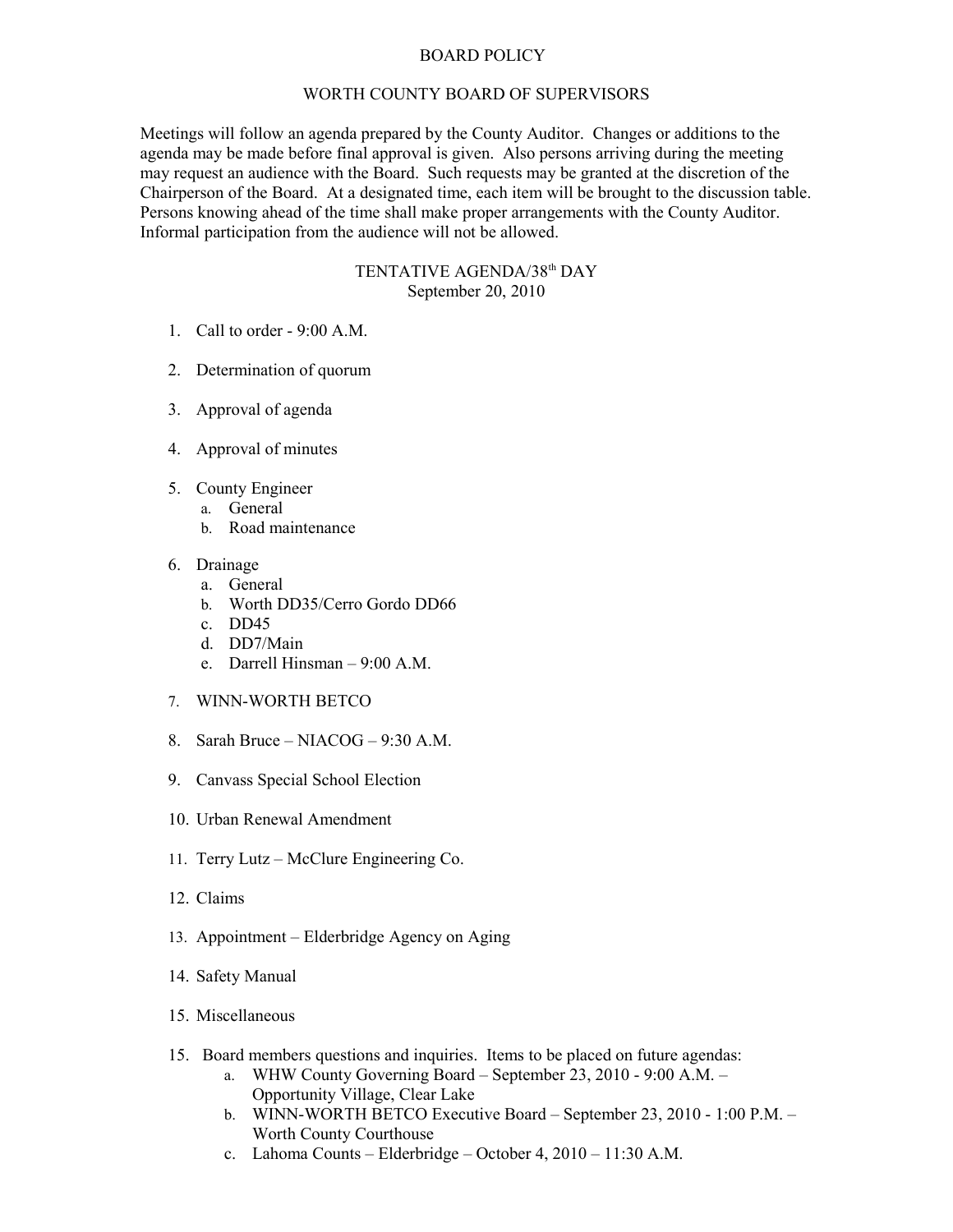# BOARD POLICY

## WORTH COUNTY BOARD OF SUPERVISORS

Meetings will follow an agenda prepared by the County Auditor. Changes or additions to the agenda may be made before final approval is given. Also persons arriving during the meeting may request an audience with the Board. Such requests may be granted at the discretion of the Chairperson of the Board. At a designated time, each item will be brought to the discussion table. Persons knowing ahead of the time shall make proper arrangements with the County Auditor. Informal participation from the audience will not be allowed.

## TENTATIVE AGENDA/38th DAY
September 20, 2010

1. Call to order - 9:00 A.M.

2. Determination of quorum

3. Approval of agenda

4. Approval of minutes

5. County Engineer
   a. General
   b. Road maintenance

6. Drainage
   a. General
   b. Worth DD35/Cerro Gordo DD66
   c. DD45
   d. DD7/Main
   e. Darrell Hinsman – 9:00 A.M.

7. WINN-WORTH BETCO

8. Sarah Bruce – NIACOG – 9:30 A.M.

9. Canvass Special School Election

10. Urban Renewal Amendment

11. Terry Lutz – McClure Engineering Co.

12. Claims

13. Appointment – Elderbridge Agency on Aging

14. Safety Manual

15. Miscellaneous

15. Board members questions and inquiries. Items to be placed on future agendas:
    a. WHW County Governing Board – September 23, 2010 - 9:00 A.M. – Opportunity Village, Clear Lake
    b. WINN-WORTH BETCO Executive Board – September 23, 2010 - 1:00 P.M. – Worth County Courthouse
    c. Lahoma Counts – Elderbridge – October 4, 2010 – 11:30 A.M.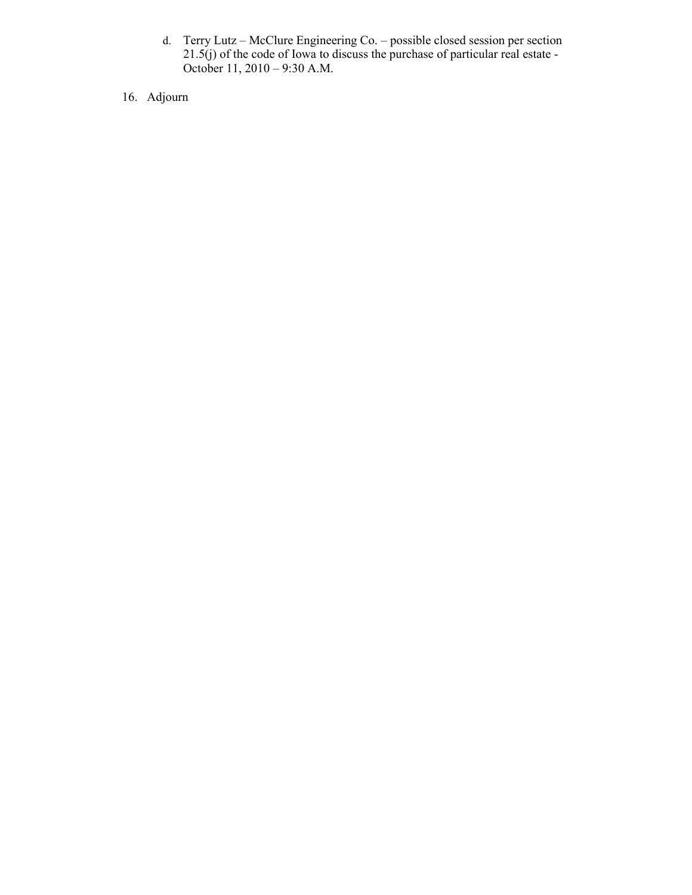d. Terry Lutz – McClure Engineering Co. – possible closed session per section 21.5(j) of the code of Iowa to discuss the purchase of particular real estate - October 11, 2010 – 9:30 A.M.

16. Adjourn